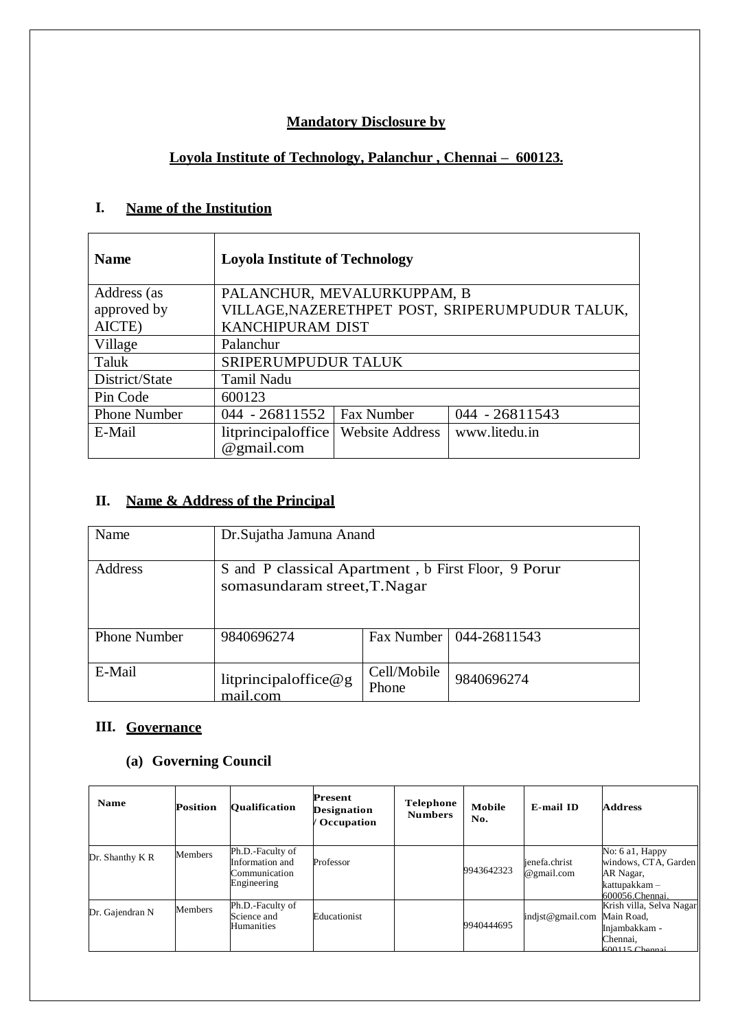# Mandatory Disclosure by

## Loyola Institute of Technology, Palanchur , Chennai – 600123.

## I. Name of the Institution

| Name | Loyola Institute of Technology | | |
|---|---|---|---|
| Address (as approved by AICTE) | PALANCHUR, MEVALURKUPPAM, B VILLAGE,NAZERETHPET POST, SRIPERUMPUDUR TALUK, KANCHIPURAM DIST | | |
| Village | Palanchur | | |
| Taluk | SRIPERUMPUDUR TALUK | | |
| District/State | Tamil Nadu | | |
| Pin Code | 600123 | | |
| Phone Number | 044 - 26811552 | Fax Number | 044 - 26811543 |
| E-Mail | litprincipaloffice @gmail.com | Website Address | www.litedu.in |

## II. Name & Address of the Principal

| Name | Dr.Sujatha Jamuna Anand | | |
|---|---|---|---|
| Address | S and P classical Apartment , b First Floor, 9 Porur somasundaram street,T.Nagar | | |
| Phone Number | 9840696274 | Fax Number | 044-26811543 |
| E-Mail | litprincipaloffice@gmail.com | Cell/Mobile Phone | 9840696274 |

## III. Governance

### (a) Governing Council

| Name | Position | Qualification | Present Designation / Occupation | Telephone Numbers | Mobile No. | E-mail ID | Address |
|---|---|---|---|---|---|---|---|
| Dr. Shanthy K R | Members | Ph.D.-Faculty of Information and Communication Engineering | Professor | | 9943642323 | jenefa.christ @gmail.com | No: 6 a1, Happy windows, CTA, Garden AR Nagar, kattupakkam – 600056.Chennai. |
| Dr. Gajendran N | Members | Ph.D.-Faculty of Science and Humanities | Educationist | | 9940444695 | indjst@gmail.com | Krish villa, Selva Nagar Main Road, Injambakkam - Chennai, 600115 Chennai |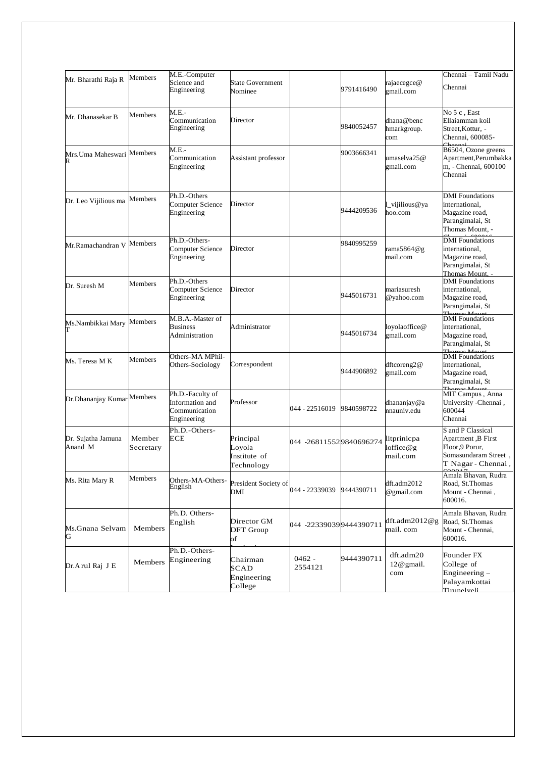| Mr. Bharathi Raja R | Members | M.E.-Computer Science and Engineering | State Government Nominee | | 9791416490 | rajaecegce@gmail.com | Chennai – Tamil Nadu Chennai |
|---|---|---|---|---|---|---|---|
| Mr. Dhanasekar B | Members | M.E.-Communication Engineering | Director | | 9840052457 | dhana@benchmarkgroup.com | No 5 c , East Ellaiamman koil Street,Kottur, - Chennai, 600085- Chennai |
| Mrs.Uma Maheswari R | Members | M.E.-Communication Engineering | Assistant professor | | 9003666341 | umaselva25@gmail.com | B6504, Ozone greens Apartment,Perumbakkam, - Chennai, 600100 Chennai |
| Dr. Leo Vijilious ma | Members | Ph.D.-Others Computer Science Engineering | Director | | 9444209536 | l_vijilious@yahoo.com | DMI Foundations international, Magazine road, Parangimalai, St Thomas Mount, - Chennai, 600016 |
| Mr.Ramachandran V | Members | Ph.D.-Others-Computer Science Engineering | Director | | 9840995259 | rama5864@gmail.com | DMI Foundations international, Magazine road, Parangimalai, St Thomas Mount, - |
| Dr. Suresh M | Members | Ph.D.-Others Computer Science Engineering | Director | | 9445016731 | mariasuresh@yahoo.com | DMI Foundations international, Magazine road, Parangimalai, St Thomas Mount |
| Ms.Nambikkai Mary T | Members | M.B.A.-Master of Business Administration | Administrator | | 9445016734 | loyolaoffice@gmail.com | DMI Foundations international, Magazine road, Parangimalai, St Thomas Mount |
| Ms. Teresa M K | Members | Others-MA MPhil-Others-Sociology | Correspondent | | 9444906892 | dftcoreng2@gmail.com | DMI Foundations international, Magazine road, Parangimalai, St Thomas Mount |
| Dr.Dhananjay Kumar | Members | Ph.D.-Faculty of Information and Communication Engineering | Professor | 044 - 22516019 | 9840598722 | dhananjay@annauniv.edu | MIT Campus , Anna University -Chennai , 600044 Chennai |
| Dr. Sujatha Jamuna Anand M | Member Secretary | Ph.D.-Others-ECE | Principal Loyola Institute of Technology | 044 -26811552 | 9840696274 | litprincipaloffice@gmail.com | S and P Classical Apartment ,B First Floor,9 Porur, Somasundaram Street , T Nagar - Chennai , 600017 |
| Ms. Rita Mary R | Members | Others-MA-Others-English | President Society of DMI | 044 - 22339039 | 9444390711 | dft.adm2012@gmail.com | Amala Bhavan, Rudra Road, St.Thomas Mount - Chennai , 600016. |
| Ms.Gnana Selvam G | Members | Ph.D. Others-English | Director GM DFT Group of Institutions | 044 -22339039 | 9444390711 | dft.adm2012@gmail. com | Amala Bhavan, Rudra Road, St.Thomas Mount - Chennai, 600016. |
| Dr.Arul Raj J E | Members | Ph.D.-Others-Engineering | Chairman SCAD Engineering College | 0462 - 2554121 | 9444390711 | dft.adm2012@gmail.com | Founder FX College of Engineering – Palayamkottai Tirunelveli |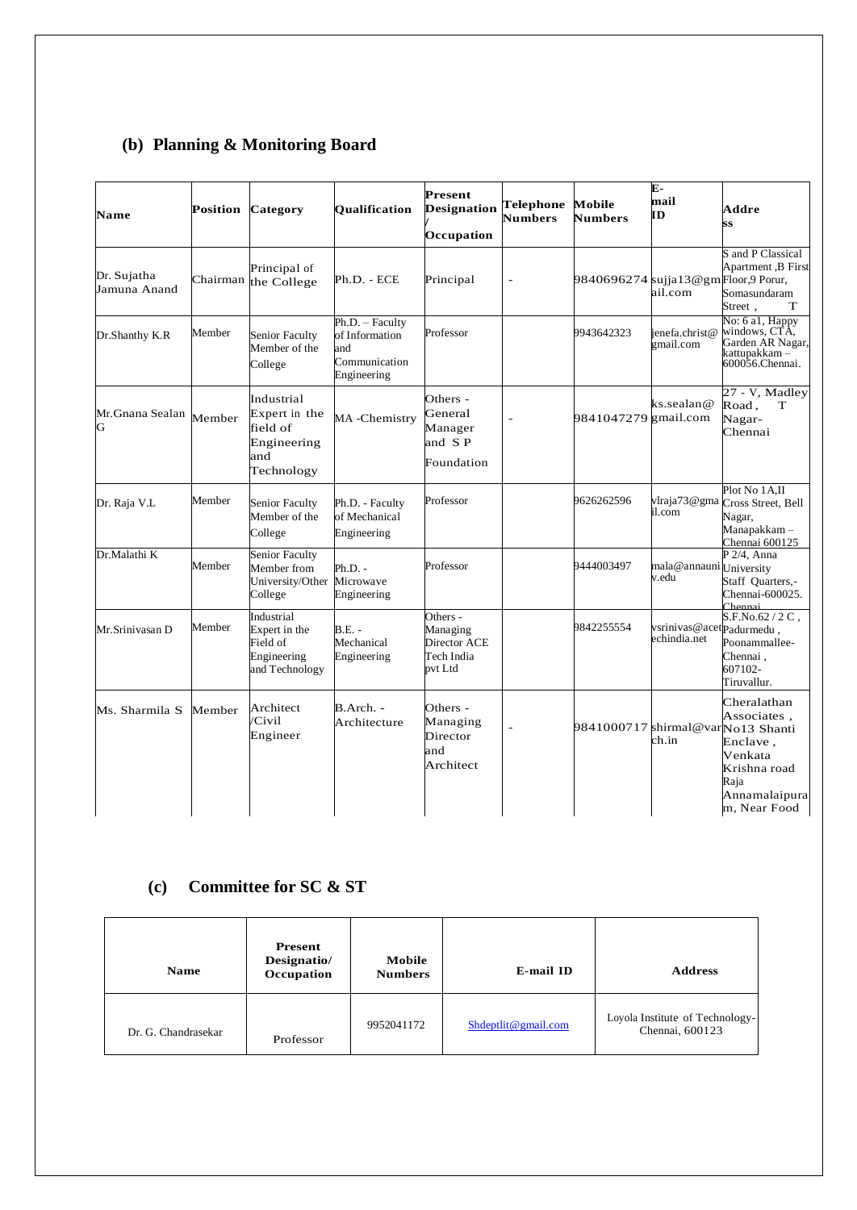## (b) Planning & Monitoring Board

| Name | Position | Category | Qualification | Present Designation / Occupation | Telephone Numbers | Mobile Numbers | E-mail ID | Address |
|---|---|---|---|---|---|---|---|---|
| Dr. Sujatha Jamuna Anand | Chairman | Principal of the College | Ph.D. - ECE | Principal | - | 9840696274 | sujja13@gmail.com | S and P Classical Apartment ,B First Floor,9 Porur, Somasundaram Street , T |
| Dr.Shanthy K.R | Member | Senior Faculty Member of the College | Ph.D. – Faculty of Information and Communication Engineering | Professor | | 9943642323 | jenefa.christ@gmail.com | No: 6 a1, Happy windows, CTA, Garden AR Nagar, kattupakkam – 600056.Chennai. |
| Mr.Gnana Sealan G | Member | Industrial Expert in the field of Engineering and Technology | MA -Chemistry | Others - General Manager and S P Foundation | - | 9841047279 | ks.sealan@gmail.com | 27 - V, Madley Road , T Nagar- Chennai |
| Dr. Raja V.L | Member | Senior Faculty Member of the College | Ph.D. - Faculty of Mechanical Engineering | Professor | | 9626262596 | vlraja73@gmail.com | Plot No 1A,II Cross Street, Bell Nagar, Manapakkam – Chennai 600125 |
| Dr.Malathi K | Member | Senior Faculty Member from University/Other College | Ph.D. - Microwave Engineering | Professor | | 9444003497 | mala@annauniv.edu | P 2/4, Anna University Staff Quarters,- Chennai-600025. Chennai |
| Mr.Srinivasan D | Member | Industrial Expert in the Field of Engineering and Technology | B.E. - Mechanical Engineering | Others - Managing Director ACE Tech India pvt Ltd | | 9842255554 | vsrinivas@acetechindia.net | S.F.No.62 / 2 C , Padurmedu , Poonammallee- Chennai , 607102- Tiruvallur. |
| Ms. Sharmila S | Member | Architect /Civil Engineer | B.Arch. - Architecture | Others - Managing Director and Architect | - | 9841000717 | shirmal@varch.in | Cheralathan Associates , No13 Shanti Enclave , Venkata Krishna road Raja Annamalaipuram, Near Food |

## (c) Committee for SC & ST

| Name | Present Designatio/ Occupation | Mobile Numbers | E-mail ID | Address |
|---|---|---|---|---|
| Dr. G. Chandrasekar | Professor | 9952041172 | Shdeptlit@gmail.com | Loyola Institute of Technology- Chennai, 600123 |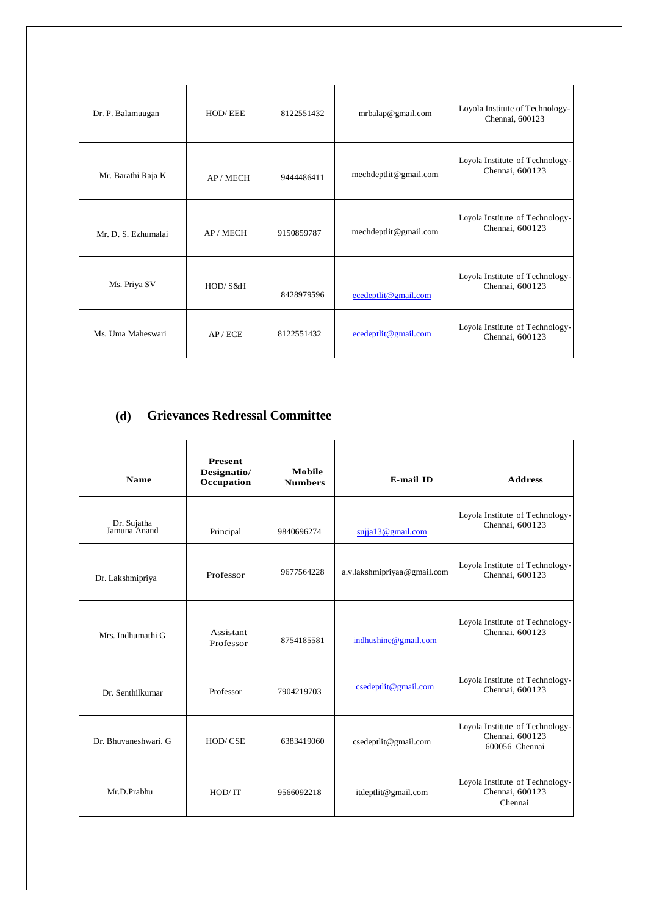| | | | | |
|---|---|---|---|---|
| Dr. P. Balamuugan | HOD/ EEE | 8122551432 | mrbalap@gmail.com | Loyola Institute of Technology-Chennai, 600123 |
| Mr. Barathi Raja K | AP / MECH | 9444486411 | mechdeptlit@gmail.com | Loyola Institute of Technology-Chennai, 600123 |
| Mr. D. S. Ezhumalai | AP / MECH | 9150859787 | mechdeptlit@gmail.com | Loyola Institute of Technology-Chennai, 600123 |
| Ms. Priya SV | HOD/ S&H | 8428979596 | ecedeptlit@gmail.com | Loyola Institute of Technology-Chennai, 600123 |
| Ms. Uma Maheswari | AP / ECE | 8122551432 | ecedeptlit@gmail.com | Loyola Institute of Technology-Chennai, 600123 |

## (d) Grievances Redressal Committee

| Name | Present Designatio/ Occupation | Mobile Numbers | E-mail ID | Address |
|---|---|---|---|---|
| Dr. Sujatha Jamuna Anand | Principal | 9840696274 | sujja13@gmail.com | Loyola Institute of Technology-Chennai, 600123 |
| Dr. Lakshmipriya | Professor | 9677564228 | a.v.lakshmipriyaa@gmail.com | Loyola Institute of Technology-Chennai, 600123 |
| Mrs. Indhumathi G | Assistant Professor | 8754185581 | indhushine@gmail.com | Loyola Institute of Technology-Chennai, 600123 |
| Dr. Senthilkumar | Professor | 7904219703 | csedeptlit@gmail.com | Loyola Institute of Technology-Chennai, 600123 |
| Dr. Bhuvaneshwari. G | HOD/ CSE | 6383419060 | csedeptlit@gmail.com | Loyola Institute of Technology-Chennai, 600123 600056 Chennai |
| Mr.D.Prabhu | HOD/ IT | 9566092218 | itdeptlit@gmail.com | Loyola Institute of Technology-Chennai, 600123 Chennai |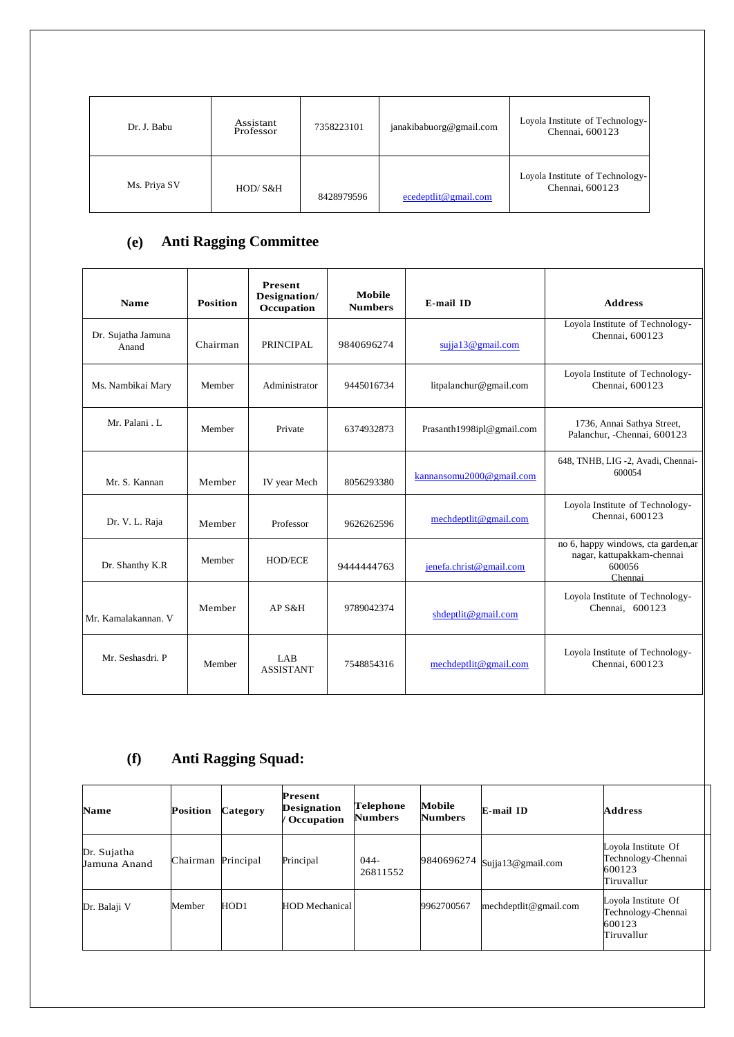| Dr. J. Babu | Assistant Professor | 7358223101 | janakibabuorg@gmail.com | Loyola Institute of Technology-Chennai, 600123 |
|---|---|---|---|---|
| Ms. Priya SV | HOD/ S&H | 8428979596 | ecedeptlit@gmail.com | Loyola Institute of Technology-Chennai, 600123 |

## (e) Anti Ragging Committee

| Name | Position | Present Designation/ Occupation | Mobile Numbers | E-mail ID | Address |
|---|---|---|---|---|---|
| Dr. Sujatha Jamuna Anand | Chairman | PRINCIPAL | 9840696274 | sujja13@gmail.com | Loyola Institute of Technology-Chennai, 600123 |
| Ms. Nambikai Mary | Member | Administrator | 9445016734 | litpalanchur@gmail.com | Loyola Institute of Technology-Chennai, 600123 |
| Mr. Palani . L | Member | Private | 6374932873 | Prasanth1998ipl@gmail.com | 1736, Annai Sathya Street, Palanchur, -Chennai, 600123 |
| Mr. S. Kannan | Member | IV year Mech | 8056293380 | kannansomu2000@gmail.com | 648, TNHB, LIG -2, Avadi, Chennai-600054 |
| Dr. V. L. Raja | Member | Professor | 9626262596 | mechdeptlit@gmail.com | Loyola Institute of Technology-Chennai, 600123 |
| Dr. Shanthy K.R | Member | HOD/ECE | 9444444763 | jenefa.christ@gmail.com | no 6, happy windows, cta garden,ar nagar, kattupakkam-chennai 600056 Chennai |
| Mr. Kamalakannan. V | Member | AP S&H | 9789042374 | shdeptlit@gmail.com | Loyola Institute of Technology-Chennai, 600123 |
| Mr. Seshasdri. P | Member | LAB ASSISTANT | 7548854316 | mechdeptlit@gmail.com | Loyola Institute of Technology-Chennai, 600123 |

## (f) Anti Ragging Squad:

| Name | Position | Category | Present Designation / Occupation | Telephone Numbers | Mobile Numbers | E-mail ID | Address |
|---|---|---|---|---|---|---|---|
| Dr. Sujatha Jamuna Anand | Chairman | Principal | Principal | 044-26811552 | 9840696274 | Sujja13@gmail.com | Loyola Institute Of Technology-Chennai 600123 Tiruvallur |
| Dr. Balaji V | Member | HOD1 | HOD Mechanical | | 9962700567 | mechdeptlit@gmail.com | Loyola Institute Of Technology-Chennai 600123 Tiruvallur |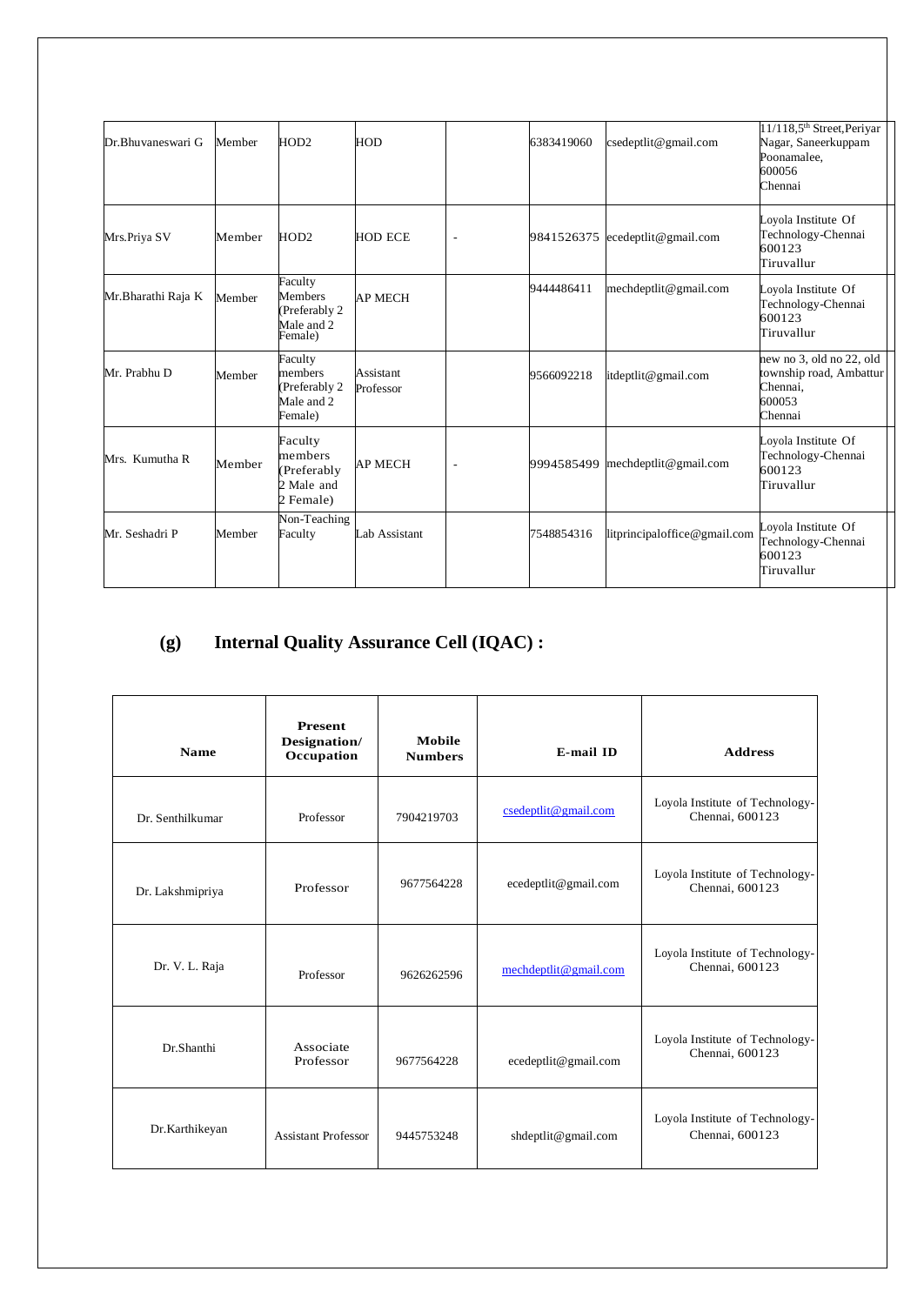| | | | | | | | |
|---|---|---|---|---|---|---|---|
| Dr.Bhuvaneswari G | Member | HOD2 | HOD | | 6383419060 | csedeptlit@gmail.com | 11/118,5th Street,Periyar Nagar, Saneerkuppam Poonamalee, 600056 Chennai |
| Mrs.Priya SV | Member | HOD2 | HOD ECE | - | 9841526375 | ecedeptlit@gmail.com | Loyola Institute Of Technology-Chennai 600123 Tiruvallur |
| Mr.Bharathi Raja K | Member | Faculty Members (Preferably 2 Male and 2 Female) | AP MECH | | 9444486411 | mechdeptlit@gmail.com | Loyola Institute Of Technology-Chennai 600123 Tiruvallur |
| Mr. Prabhu D | Member | Faculty members (Preferably 2 Male and 2 Female) | Assistant Professor | | 9566092218 | itdeptlit@gmail.com | new no 3, old no 22, old township road, Ambattur Chennai, 600053 Chennai |
| Mrs. Kumutha R | Member | Faculty members (Preferably 2 Male and 2 Female) | AP MECH | - | 9994585499 | mechdeptlit@gmail.com | Loyola Institute Of Technology-Chennai 600123 Tiruvallur |
| Mr. Seshadri P | Member | Non-Teaching Faculty | Lab Assistant | | 7548854316 | litprincipaloffice@gmail.com | Loyola Institute Of Technology-Chennai 600123 Tiruvallur |

## (g) Internal Quality Assurance Cell (IQAC) :

| Name | Present Designation/ Occupation | Mobile Numbers | E-mail ID | Address |
|---|---|---|---|---|
| Dr. Senthilkumar | Professor | 7904219703 | csedeptlit@gmail.com | Loyola Institute of Technology-Chennai, 600123 |
| Dr. Lakshmipriya | Professor | 9677564228 | ecedeptlit@gmail.com | Loyola Institute of Technology-Chennai, 600123 |
| Dr. V. L. Raja | Professor | 9626262596 | mechdeptlit@gmail.com | Loyola Institute of Technology-Chennai, 600123 |
| Dr.Shanthi | Associate Professor | 9677564228 | ecedeptlit@gmail.com | Loyola Institute of Technology-Chennai, 600123 |
| Dr.Karthikeyan | Assistant Professor | 9445753248 | shdeptlit@gmail.com | Loyola Institute of Technology-Chennai, 600123 |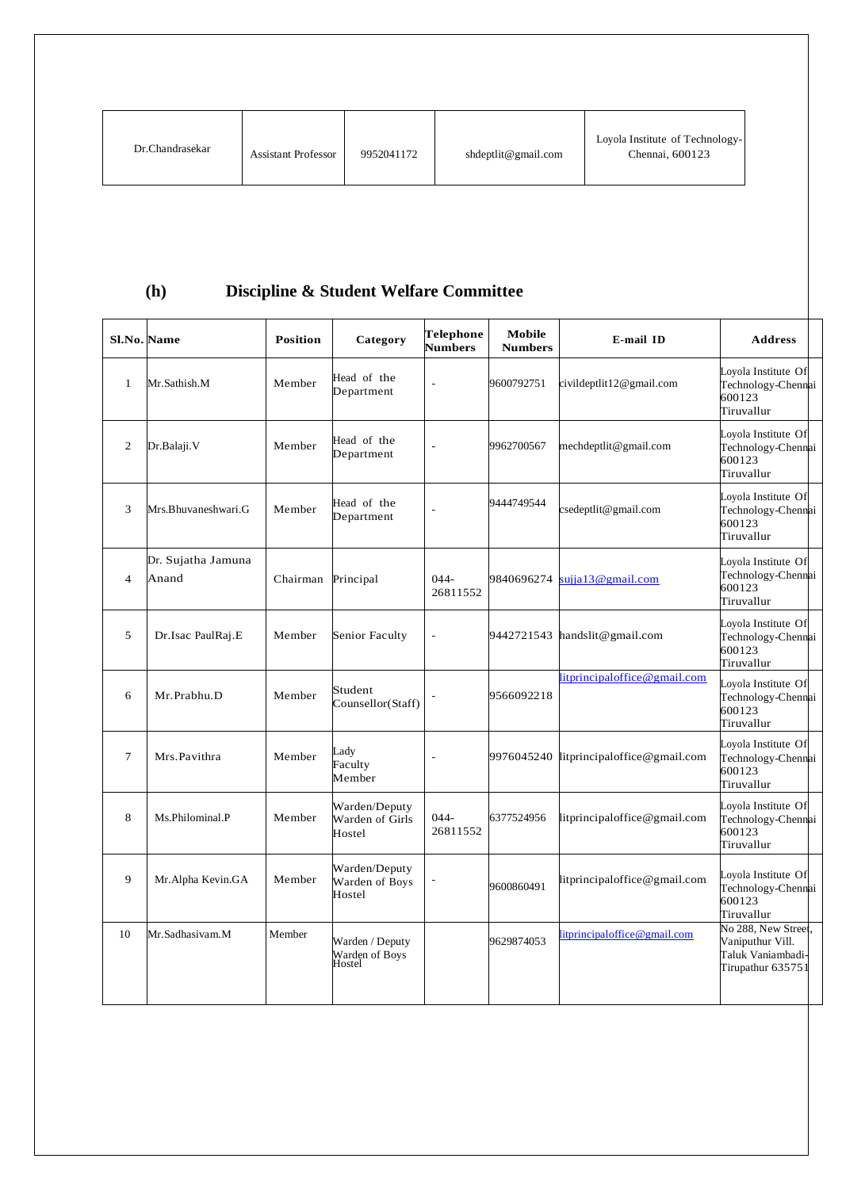| Dr.Chandrasekar | Assistant Professor | 9952041172 | shdeptlit@gmail.com | Loyola Institute of Technology-Chennai, 600123 |
|---|---|---|---|---|

## (h) Discipline & Student Welfare Committee

| Sl.No. | Name | Position | Category | Telephone Numbers | Mobile Numbers | E-mail ID | Address |
|---|---|---|---|---|---|---|---|
| 1 | Mr.Sathish.M | Member | Head of the Department | - | 9600792751 | civildeptlit12@gmail.com | Loyola Institute Of Technology-Chennai 600123 Tiruvallur |
| 2 | Dr.Balaji.V | Member | Head of the Department | - | 9962700567 | mechdeptlit@gmail.com | Loyola Institute Of Technology-Chennai 600123 Tiruvallur |
| 3 | Mrs.Bhuvaneshwari.G | Member | Head of the Department | - | 9444749544 | csedeptlit@gmail.com | Loyola Institute Of Technology-Chennai 600123 Tiruvallur |
| 4 | Dr. Sujatha Jamuna Anand | Chairman | Principal | 044-26811552 | 9840696274 | sujja13@gmail.com | Loyola Institute Of Technology-Chennai 600123 Tiruvallur |
| 5 | Dr.Isac PaulRaj.E | Member | Senior Faculty | - | 9442721543 | handslit@gmail.com | Loyola Institute Of Technology-Chennai 600123 Tiruvallur |
| 6 | Mr.Prabhu.D | Member | Student Counsellor(Staff) | - | 9566092218 | litprincipaloffice@gmail.com | Loyola Institute Of Technology-Chennai 600123 Tiruvallur |
| 7 | Mrs.Pavithra | Member | Lady Faculty Member | - | 9976045240 | litprincipaloffice@gmail.com | Loyola Institute Of Technology-Chennai 600123 Tiruvallur |
| 8 | Ms.Philominal.P | Member | Warden/Deputy Warden of Girls Hostel | 044-26811552 | 6377524956 | litprincipaloffice@gmail.com | Loyola Institute Of Technology-Chennai 600123 Tiruvallur |
| 9 | Mr.Alpha Kevin.GA | Member | Warden/Deputy Warden of Boys Hostel | - | 9600860491 | litprincipaloffice@gmail.com | Loyola Institute Of Technology-Chennai 600123 Tiruvallur |
| 10 | Mr.Sadhasivam.M | Member | Warden / Deputy Warden of Boys Hostel | | 9629874053 | litprincipaloffice@gmail.com | No 288, New Street, Vaniputhur Vill. Taluk Vaniambadi-Tirupathur 635751 |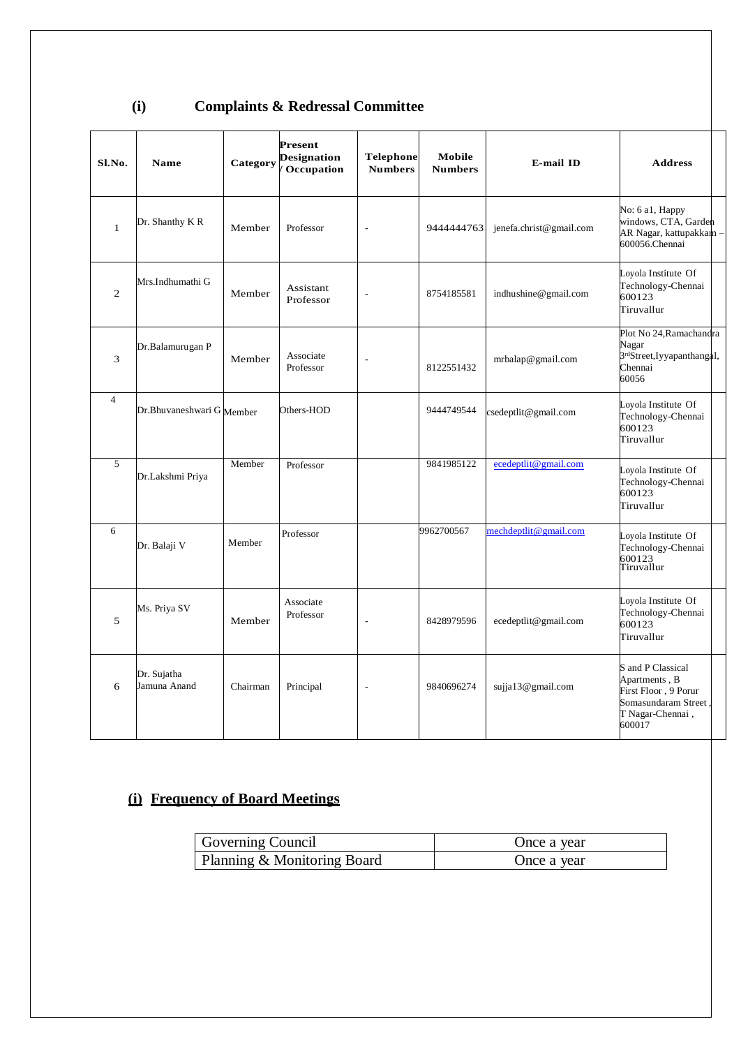## (i) Complaints & Redressal Committee

| Sl.No. | Name | Category | Present Designation / Occupation | Telephone Numbers | Mobile Numbers | E-mail ID | Address |
|---|---|---|---|---|---|---|---|
| 1 | Dr. Shanthy K R | Member | Professor | - | 9444444763 | jenefa.christ@gmail.com | No: 6 a1, Happy windows, CTA, Garden AR Nagar, kattupakkam – 600056.Chennai |
| 2 | Mrs.Indhumathi G | Member | Assistant Professor | - | 8754185581 | indhushine@gmail.com | Loyola Institute Of Technology-Chennai 600123 Tiruvallur |
| 3 | Dr.Balamurugan P | Member | Associate Professor | - | 8122551432 | mrbalap@gmail.com | Plot No 24,Ramachandra Nagar 3rdStreet,Iyyapanthangal, Chennai 60056 |
| 4 | Dr.Bhuvaneshwari G | Member | Others-HOD | | 9444749544 | csedeptlit@gmail.com | Loyola Institute Of Technology-Chennai 600123 Tiruvallur |
| 5 | Dr.Lakshmi Priya | Member | Professor | | 9841985122 | ecedeptlit@gmail.com | Loyola Institute Of Technology-Chennai 600123 Tiruvallur |
| 6 | Dr. Balaji V | Member | Professor | | 9962700567 | mechdeptlit@gmail.com | Loyola Institute Of Technology-Chennai 600123 Tiruvallur |
| 5 | Ms. Priya SV | Member | Associate Professor | - | 8428979596 | ecedeptlit@gmail.com | Loyola Institute Of Technology-Chennai 600123 Tiruvallur |
| 6 | Dr. Sujatha Jamuna Anand | Chairman | Principal | - | 9840696274 | sujja13@gmail.com | S and P Classical Apartments , B First Floor , 9 Porur Somasundaram Street , T Nagar-Chennai , 600017 |

## (i) Frequency of Board Meetings

| Governing Council | Once a year |
|---|---|
| Planning & Monitoring Board | Once a year |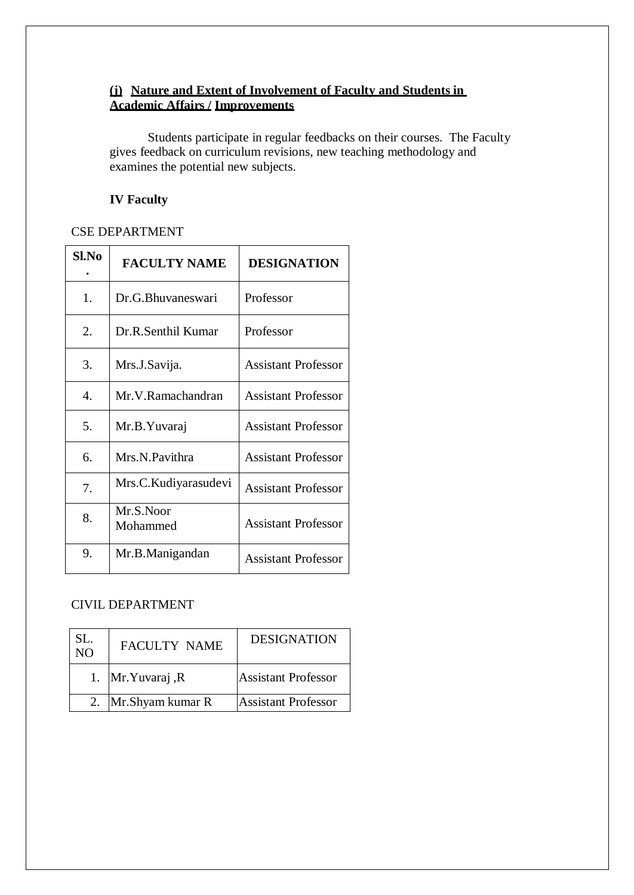### (j) Nature and Extent of Involvement of Faculty and Students in Academic Affairs / Improvements

Students participate in regular feedbacks on their courses. The Faculty gives feedback on curriculum revisions, new teaching methodology and examines the potential new subjects.

**IV Faculty**

CSE DEPARTMENT

| Sl.No. | FACULTY NAME | DESIGNATION |
|---|---|---|
| 1. | Dr.G.Bhuvaneswari | Professor |
| 2. | Dr.R.Senthil Kumar | Professor |
| 3. | Mrs.J.Savija. | Assistant Professor |
| 4. | Mr.V.Ramachandran | Assistant Professor |
| 5. | Mr.B.Yuvaraj | Assistant Professor |
| 6. | Mrs.N.Pavithra | Assistant Professor |
| 7. | Mrs.C.Kudiyarasudevi | Assistant Professor |
| 8. | Mr.S.Noor Mohammed | Assistant Professor |
| 9. | Mr.B.Manigandan | Assistant Professor |

CIVIL DEPARTMENT

| SL. NO | FACULTY NAME | DESIGNATION |
|---|---|---|
| 1. | Mr.Yuvaraj ,R | Assistant Professor |
| 2. | Mr.Shyam kumar R | Assistant Professor |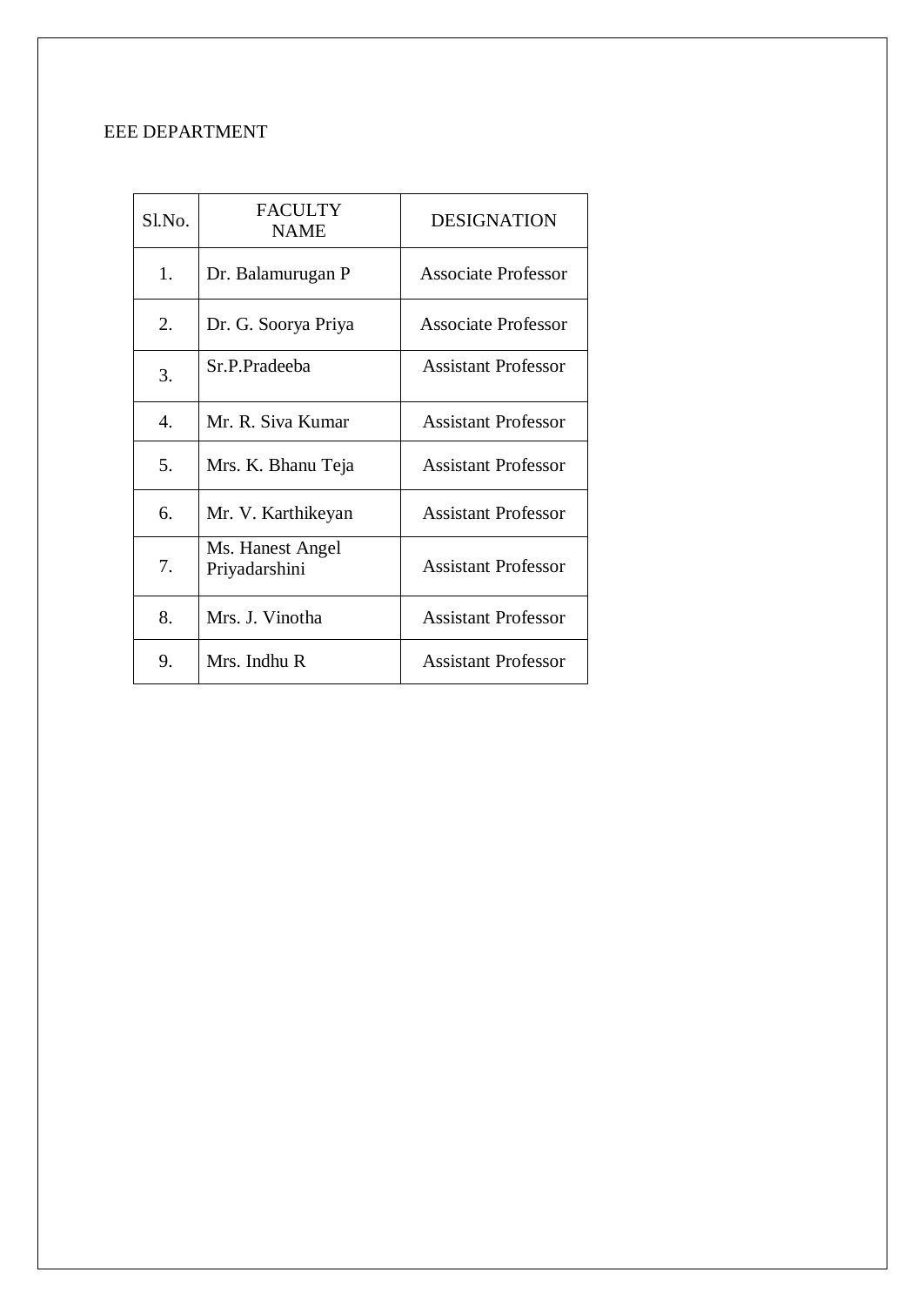EEE DEPARTMENT

| Sl.No. | FACULTY NAME | DESIGNATION |
|---|---|---|
| 1. | Dr. Balamurugan P | Associate Professor |
| 2. | Dr. G. Soorya Priya | Associate Professor |
| 3. | Sr.P.Pradeeba | Assistant Professor |
| 4. | Mr. R. Siva Kumar | Assistant Professor |
| 5. | Mrs. K. Bhanu Teja | Assistant Professor |
| 6. | Mr. V. Karthikeyan | Assistant Professor |
| 7. | Ms. Hanest Angel Priyadarshini | Assistant Professor |
| 8. | Mrs. J. Vinotha | Assistant Professor |
| 9. | Mrs. Indhu R | Assistant Professor |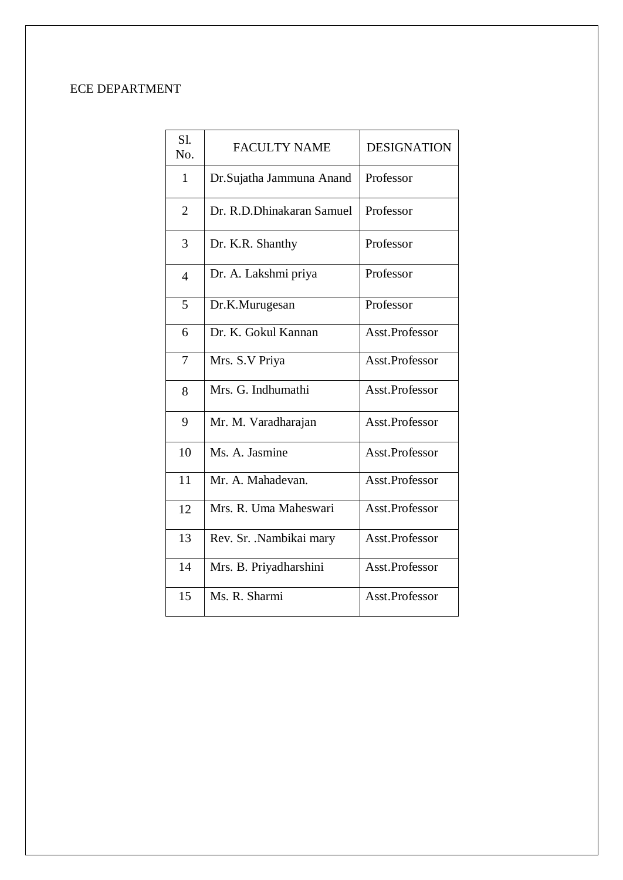ECE DEPARTMENT

| Sl. No. | FACULTY NAME | DESIGNATION |
|---|---|---|
| 1 | Dr.Sujatha Jammuna Anand | Professor |
| 2 | Dr. R.D.Dhinakaran Samuel | Professor |
| 3 | Dr. K.R. Shanthy | Professor |
| 4 | Dr. A. Lakshmi priya | Professor |
| 5 | Dr.K.Murugesan | Professor |
| 6 | Dr. K. Gokul Kannan | Asst.Professor |
| 7 | Mrs. S.V Priya | Asst.Professor |
| 8 | Mrs. G. Indhumathi | Asst.Professor |
| 9 | Mr. M. Varadharajan | Asst.Professor |
| 10 | Ms. A. Jasmine | Asst.Professor |
| 11 | Mr. A. Mahadevan. | Asst.Professor |
| 12 | Mrs. R. Uma Maheswari | Asst.Professor |
| 13 | Rev. Sr. .Nambikai mary | Asst.Professor |
| 14 | Mrs. B. Priyadharshini | Asst.Professor |
| 15 | Ms. R. Sharmi | Asst.Professor |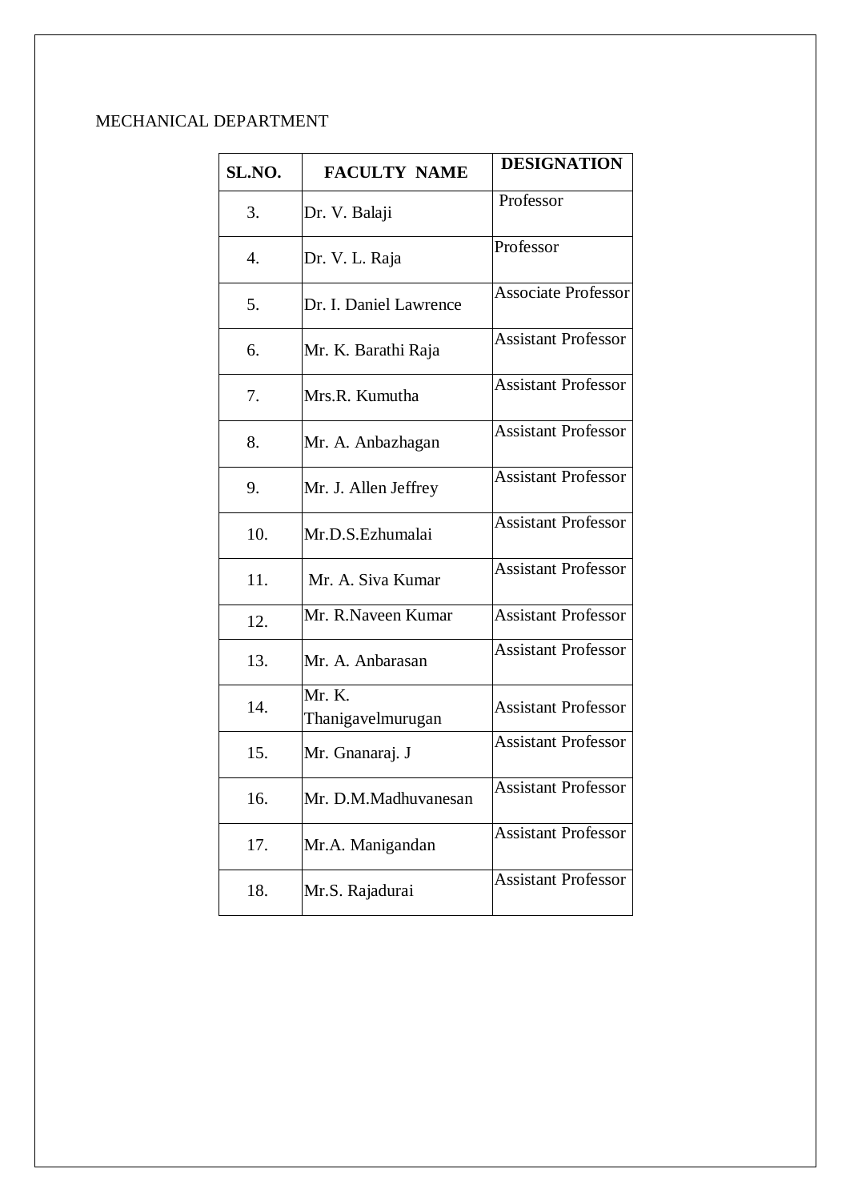MECHANICAL DEPARTMENT

| SL.NO. | FACULTY NAME | DESIGNATION |
| --- | --- | --- |
| 3. | Dr. V. Balaji | Professor |
| 4. | Dr. V. L. Raja | Professor |
| 5. | Dr. I. Daniel Lawrence | Associate Professor |
| 6. | Mr. K. Barathi Raja | Assistant Professor |
| 7. | Mrs.R. Kumutha | Assistant Professor |
| 8. | Mr. A. Anbazhagan | Assistant Professor |
| 9. | Mr. J. Allen Jeffrey | Assistant Professor |
| 10. | Mr.D.S.Ezhumalai | Assistant Professor |
| 11. | Mr. A. Siva Kumar | Assistant Professor |
| 12. | Mr. R.Naveen Kumar | Assistant Professor |
| 13. | Mr. A. Anbarasan | Assistant Professor |
| 14. | Mr. K. Thanigavelmurugan | Assistant Professor |
| 15. | Mr. Gnanaraj. J | Assistant Professor |
| 16. | Mr. D.M.Madhuvanesan | Assistant Professor |
| 17. | Mr.A. Manigandan | Assistant Professor |
| 18. | Mr.S. Rajadurai | Assistant Professor |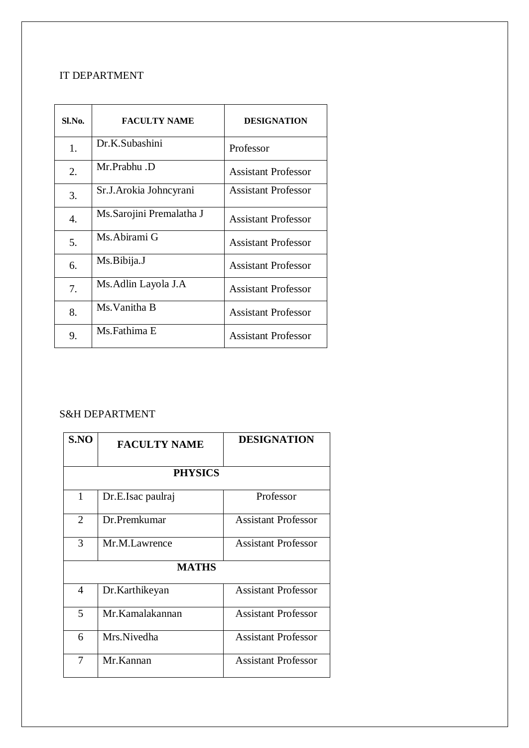IT DEPARTMENT

| Sl.No. | FACULTY NAME | DESIGNATION |
|---|---|---|
| 1. | Dr.K.Subashini | Professor |
| 2. | Mr.Prabhu .D | Assistant Professor |
| 3. | Sr.J.Arokia Johncyrani | Assistant Professor |
| 4. | Ms.Sarojini Premalatha J | Assistant Professor |
| 5. | Ms.Abirami G | Assistant Professor |
| 6. | Ms.Bibija.J | Assistant Professor |
| 7. | Ms.Adlin Layola J.A | Assistant Professor |
| 8. | Ms.Vanitha B | Assistant Professor |
| 9. | Ms.Fathima E | Assistant Professor |

S&H DEPARTMENT

| S.NO | FACULTY NAME | DESIGNATION |
|---|---|---|
| **PHYSICS** | | |
| 1 | Dr.E.Isac paulraj | Professor |
| 2 | Dr.Premkumar | Assistant Professor |
| 3 | Mr.M.Lawrence | Assistant Professor |
| **MATHS** | | |
| 4 | Dr.Karthikeyan | Assistant Professor |
| 5 | Mr.Kamalakannan | Assistant Professor |
| 6 | Mrs.Nivedha | Assistant Professor |
| 7 | Mr.Kannan | Assistant Professor |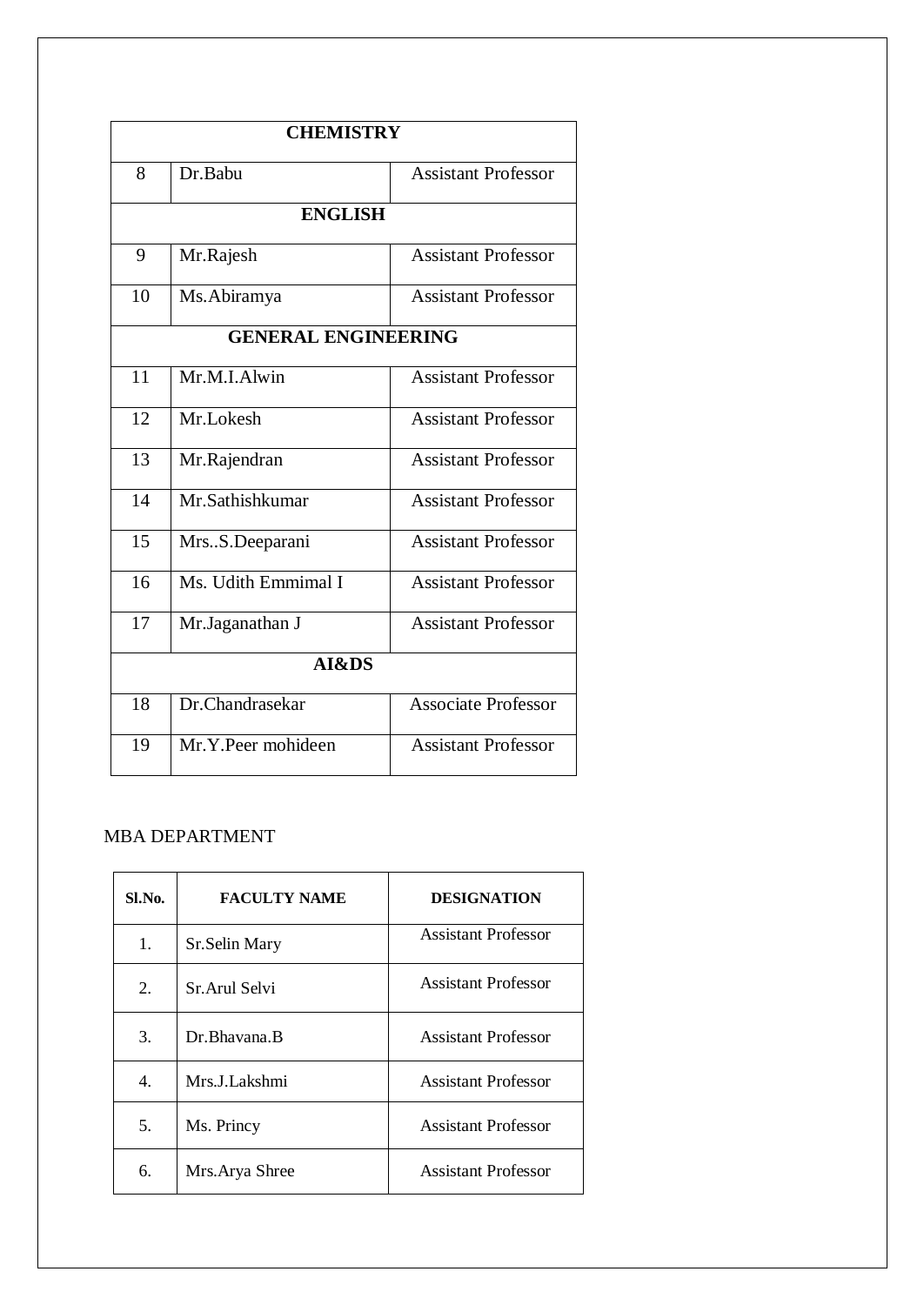| CHEMISTRY | | |
|---|---|---|
| 8 | Dr.Babu | Assistant Professor |
| **ENGLISH** | | |
| 9 | Mr.Rajesh | Assistant Professor |
| 10 | Ms.Abiramya | Assistant Professor |
| **GENERAL ENGINEERING** | | |
| 11 | Mr.M.I.Alwin | Assistant Professor |
| 12 | Mr.Lokesh | Assistant Professor |
| 13 | Mr.Rajendran | Assistant Professor |
| 14 | Mr.Sathishkumar | Assistant Professor |
| 15 | Mrs..S.Deeparani | Assistant Professor |
| 16 | Ms. Udith Emmimal I | Assistant Professor |
| 17 | Mr.Jaganathan J | Assistant Professor |
| **AI&DS** | | |
| 18 | Dr.Chandrasekar | Associate Professor |
| 19 | Mr.Y.Peer mohideen | Assistant Professor |

MBA DEPARTMENT

| Sl.No. | FACULTY NAME | DESIGNATION |
|---|---|---|
| 1. | Sr.Selin Mary | Assistant Professor |
| 2. | Sr.Arul Selvi | Assistant Professor |
| 3. | Dr.Bhavana.B | Assistant Professor |
| 4. | Mrs.J.Lakshmi | Assistant Professor |
| 5. | Ms. Princy | Assistant Professor |
| 6. | Mrs.Arya Shree | Assistant Professor |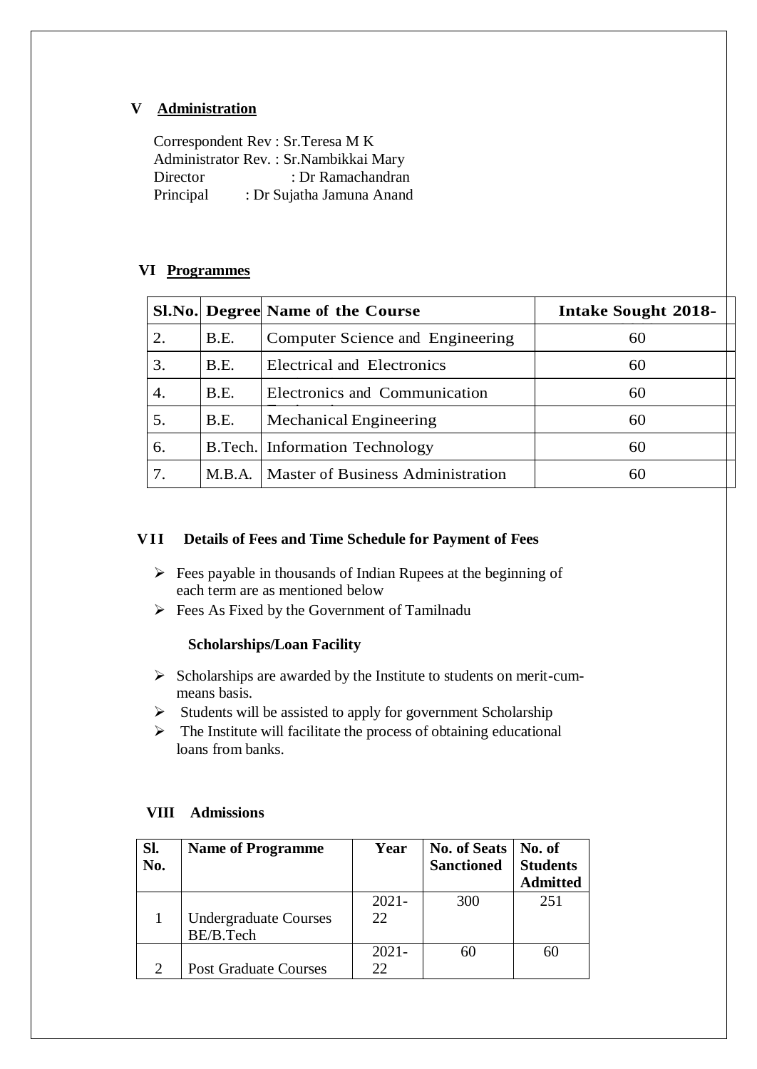## V Administration

Correspondent Rev : Sr.Teresa M K
Administrator Rev. : Sr.Nambikkai Mary
Director : Dr Ramachandran
Principal : Dr Sujatha Jamuna Anand

## VI Programmes

| Sl.No. | Degree | Name of the Course | Intake Sought 2018- |
|---|---|---|---|
| 2. | B.E. | Computer Science and Engineering | 60 |
| 3. | B.E. | Electrical and Electronics | 60 |
| 4. | B.E. | Electronics and Communication | 60 |
| 5. | B.E. | Mechanical Engineering | 60 |
| 6. | B.Tech. | Information Technology | 60 |
| 7. | M.B.A. | Master of Business Administration | 60 |

## VII Details of Fees and Time Schedule for Payment of Fees

- Fees payable in thousands of Indian Rupees at the beginning of each term are as mentioned below
- Fees As Fixed by the Government of Tamilnadu

### Scholarships/Loan Facility

- Scholarships are awarded by the Institute to students on merit-cum-means basis.
- Students will be assisted to apply for government Scholarship
- The Institute will facilitate the process of obtaining educational loans from banks.

## VIII Admissions

| Sl. No. | Name of Programme | Year | No. of Seats Sanctioned | No. of Students Admitted |
|---|---|---|---|---|
| 1 | Undergraduate Courses BE/B.Tech | 2021-22 | 300 | 251 |
| 2 | Post Graduate Courses | 2021-22 | 60 | 60 |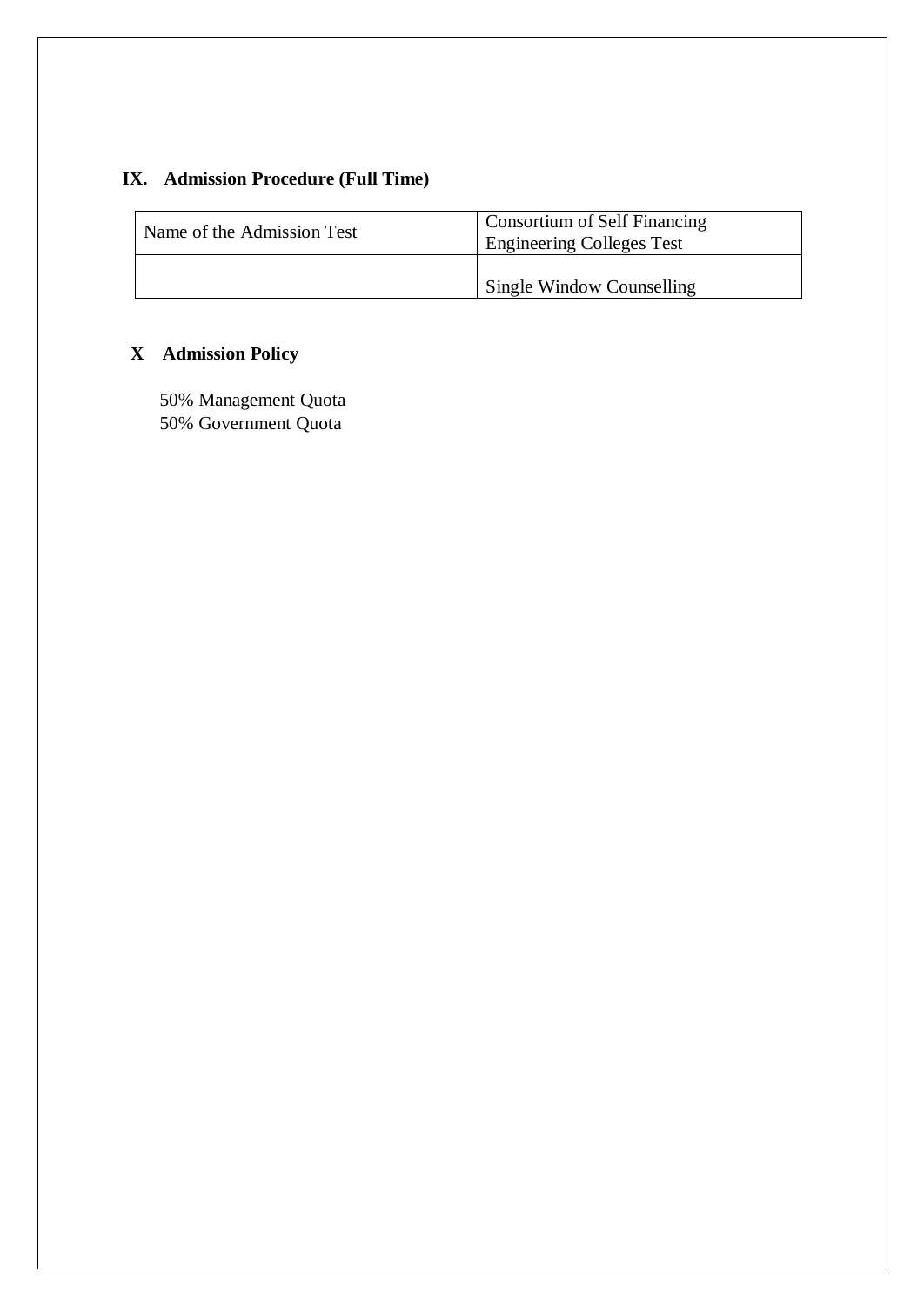## IX. Admission Procedure (Full Time)

| | |
|---|---|
| Name of the Admission Test | Consortium of Self Financing Engineering Colleges Test |
| | Single Window Counselling |

## X Admission Policy

50% Management Quota
50% Government Quota